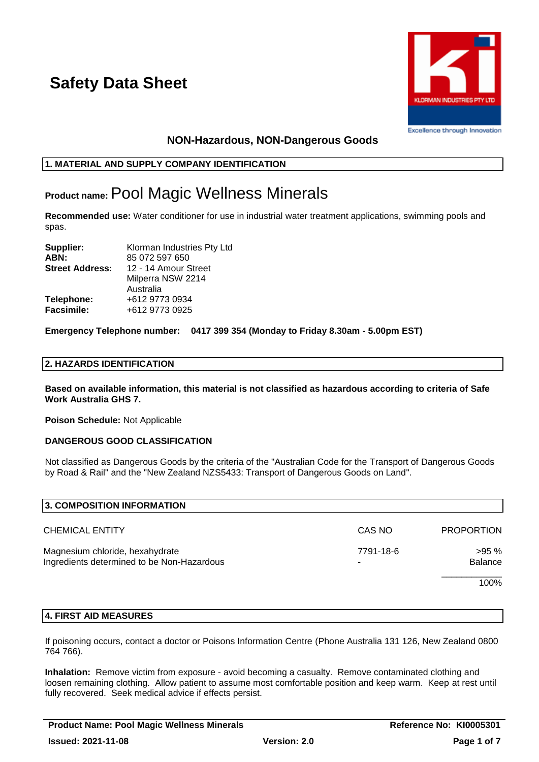# Safety Data Sheet

**NON-Hazardous, NON-Dangerous Goods**

## 1. MATERIAL AND SUPPLY COMPANY IDENTIFICATION

**Product name:** Pool Magic Wellness Minerals

**Recommended use:** Water conditioner for use in industrial water treatment applications, swimming pools and spas.

**Supplier:** Klorman Industries Pty Ltd
**ABN:** 85 072 597 650
**Street Address:** 12 - 14 Amour Street
Milperra NSW 2214
Australia
**Telephone:** +612 9773 0934
**Facsimile:** +612 9773 0925

**Emergency Telephone number: 0417 399 354 (Monday to Friday 8.30am - 5.00pm EST)**

## 2. HAZARDS IDENTIFICATION

**Based on available information, this material is not classified as hazardous according to criteria of Safe Work Australia GHS 7.**

**Poison Schedule:** Not Applicable

**DANGEROUS GOOD CLASSIFICATION**

Not classified as Dangerous Goods by the criteria of the "Australian Code for the Transport of Dangerous Goods by Road & Rail" and the "New Zealand NZS5433: Transport of Dangerous Goods on Land".

## 3. COMPOSITION INFORMATION

| CHEMICAL ENTITY | CAS NO | PROPORTION |
|---|---|---|
| Magnesium chloride, hexahydrate | 7791-18-6 | >95 % |
| Ingredients determined to be Non-Hazardous | - | Balance |
| | | 100% |

## 4. FIRST AID MEASURES

If poisoning occurs, contact a doctor or Poisons Information Centre (Phone Australia 131 126, New Zealand 0800 764 766).

**Inhalation:** Remove victim from exposure - avoid becoming a casualty. Remove contaminated clothing and loosen remaining clothing. Allow patient to assume most comfortable position and keep warm. Keep at rest until fully recovered. Seek medical advice if effects persist.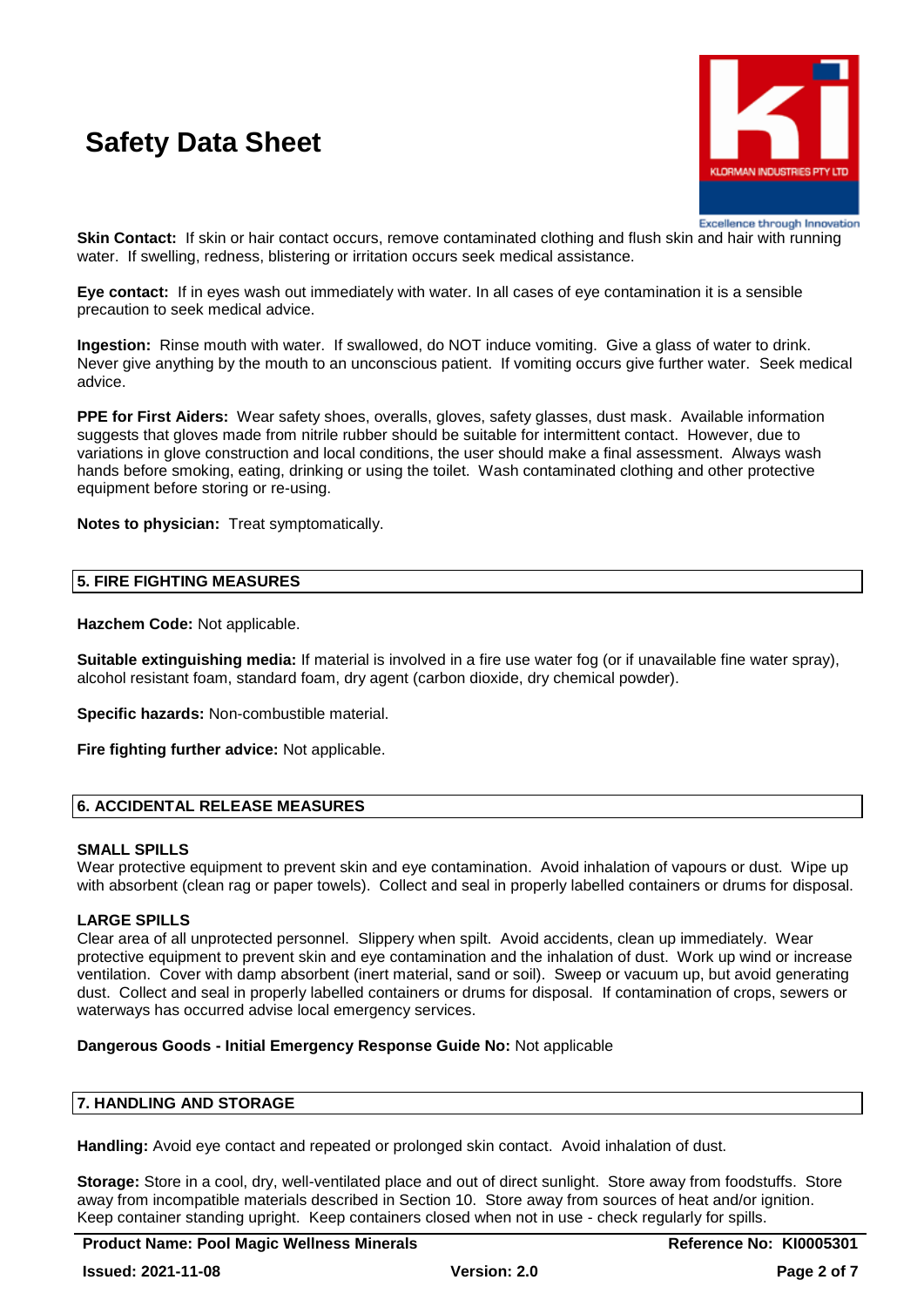**Skin Contact:** If skin or hair contact occurs, remove contaminated clothing and flush skin and hair with running water. If swelling, redness, blistering or irritation occurs seek medical assistance.

**Eye contact:** If in eyes wash out immediately with water. In all cases of eye contamination it is a sensible precaution to seek medical advice.

**Ingestion:** Rinse mouth with water. If swallowed, do NOT induce vomiting. Give a glass of water to drink. Never give anything by the mouth to an unconscious patient. If vomiting occurs give further water. Seek medical advice.

**PPE for First Aiders:** Wear safety shoes, overalls, gloves, safety glasses, dust mask. Available information suggests that gloves made from nitrile rubber should be suitable for intermittent contact. However, due to variations in glove construction and local conditions, the user should make a final assessment. Always wash hands before smoking, eating, drinking or using the toilet. Wash contaminated clothing and other protective equipment before storing or re-using.

**Notes to physician:** Treat symptomatically.

## 5. FIRE FIGHTING MEASURES

**Hazchem Code:** Not applicable.

**Suitable extinguishing media:** If material is involved in a fire use water fog (or if unavailable fine water spray), alcohol resistant foam, standard foam, dry agent (carbon dioxide, dry chemical powder).

**Specific hazards:** Non-combustible material.

**Fire fighting further advice:** Not applicable.

## 6. ACCIDENTAL RELEASE MEASURES

**SMALL SPILLS**

Wear protective equipment to prevent skin and eye contamination. Avoid inhalation of vapours or dust. Wipe up with absorbent (clean rag or paper towels). Collect and seal in properly labelled containers or drums for disposal.

**LARGE SPILLS**

Clear area of all unprotected personnel. Slippery when spilt. Avoid accidents, clean up immediately. Wear protective equipment to prevent skin and eye contamination and the inhalation of dust. Work up wind or increase ventilation. Cover with damp absorbent (inert material, sand or soil). Sweep or vacuum up, but avoid generating dust. Collect and seal in properly labelled containers or drums for disposal. If contamination of crops, sewers or waterways has occurred advise local emergency services.

**Dangerous Goods - Initial Emergency Response Guide No:** Not applicable

## 7. HANDLING AND STORAGE

**Handling:** Avoid eye contact and repeated or prolonged skin contact. Avoid inhalation of dust.

**Storage:** Store in a cool, dry, well-ventilated place and out of direct sunlight. Store away from foodstuffs. Store away from incompatible materials described in Section 10. Store away from sources of heat and/or ignition. Keep container standing upright. Keep containers closed when not in use - check regularly for spills.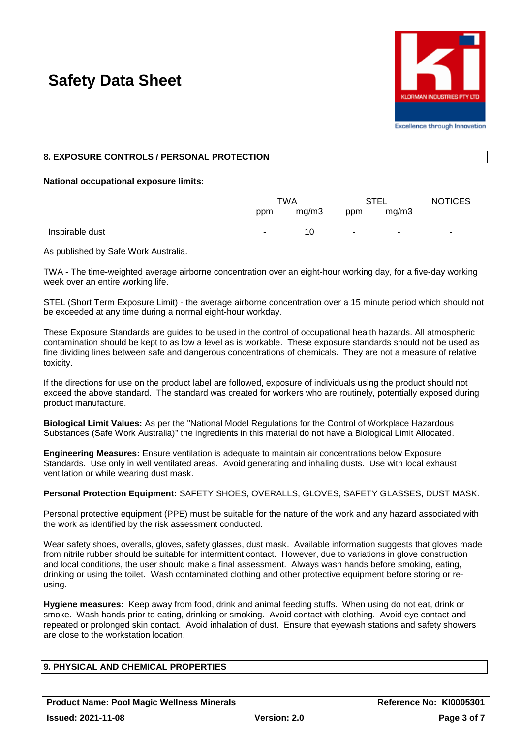## 8. EXPOSURE CONTROLS / PERSONAL PROTECTION

**National occupational exposure limits:**

| | TWA | | STEL | | NOTICES |
|---|---|---|---|---|---|
| | ppm | mg/m3 | ppm | mg/m3 | |
| Inspirable dust | - | 10 | - | - | - |

As published by Safe Work Australia.

TWA - The time-weighted average airborne concentration over an eight-hour working day, for a five-day working week over an entire working life.

STEL (Short Term Exposure Limit) - the average airborne concentration over a 15 minute period which should not be exceeded at any time during a normal eight-hour workday.

These Exposure Standards are guides to be used in the control of occupational health hazards. All atmospheric contamination should be kept to as low a level as is workable. These exposure standards should not be used as fine dividing lines between safe and dangerous concentrations of chemicals. They are not a measure of relative toxicity.

If the directions for use on the product label are followed, exposure of individuals using the product should not exceed the above standard. The standard was created for workers who are routinely, potentially exposed during product manufacture.

**Biological Limit Values:** As per the "National Model Regulations for the Control of Workplace Hazardous Substances (Safe Work Australia)" the ingredients in this material do not have a Biological Limit Allocated.

**Engineering Measures:** Ensure ventilation is adequate to maintain air concentrations below Exposure Standards. Use only in well ventilated areas. Avoid generating and inhaling dusts. Use with local exhaust ventilation or while wearing dust mask.

**Personal Protection Equipment:** SAFETY SHOES, OVERALLS, GLOVES, SAFETY GLASSES, DUST MASK.

Personal protective equipment (PPE) must be suitable for the nature of the work and any hazard associated with the work as identified by the risk assessment conducted.

Wear safety shoes, overalls, gloves, safety glasses, dust mask. Available information suggests that gloves made from nitrile rubber should be suitable for intermittent contact. However, due to variations in glove construction and local conditions, the user should make a final assessment. Always wash hands before smoking, eating, drinking or using the toilet. Wash contaminated clothing and other protective equipment before storing or re-using.

**Hygiene measures:** Keep away from food, drink and animal feeding stuffs. When using do not eat, drink or smoke. Wash hands prior to eating, drinking or smoking. Avoid contact with clothing. Avoid eye contact and repeated or prolonged skin contact. Avoid inhalation of dust. Ensure that eyewash stations and safety showers are close to the workstation location.

## 9. PHYSICAL AND CHEMICAL PROPERTIES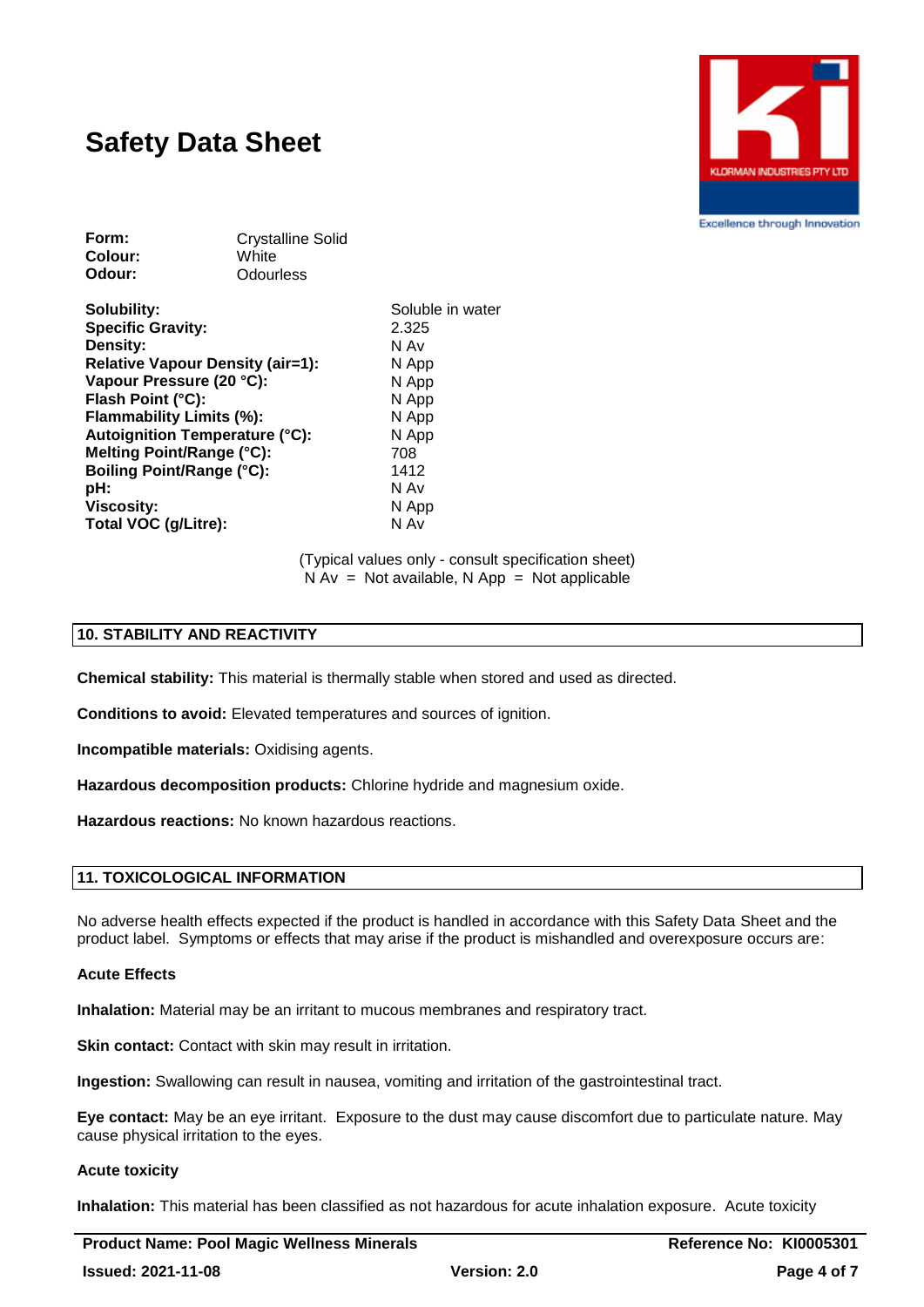# Safety Data Sheet

| | |
|---|---|
| **Form:** | Crystalline Solid |
| **Colour:** | White |
| **Odour:** | Odourless |

| | |
|---|---|
| **Solubility:** | Soluble in water |
| **Specific Gravity:** | 2.325 |
| **Density:** | N Av |
| **Relative Vapour Density (air=1):** | N App |
| **Vapour Pressure (20 °C):** | N App |
| **Flash Point (°C):** | N App |
| **Flammability Limits (%):** | N App |
| **Autoignition Temperature (°C):** | N App |
| **Melting Point/Range (°C):** | 708 |
| **Boiling Point/Range (°C):** | 1412 |
| **pH:** | N Av |
| **Viscosity:** | N App |
| **Total VOC (g/Litre):** | N Av |

(Typical values only - consult specification sheet)
N Av = Not available, N App = Not applicable

## 10. STABILITY AND REACTIVITY

**Chemical stability:** This material is thermally stable when stored and used as directed.

**Conditions to avoid:** Elevated temperatures and sources of ignition.

**Incompatible materials:** Oxidising agents.

**Hazardous decomposition products:** Chlorine hydride and magnesium oxide.

**Hazardous reactions:** No known hazardous reactions.

## 11. TOXICOLOGICAL INFORMATION

No adverse health effects expected if the product is handled in accordance with this Safety Data Sheet and the product label. Symptoms or effects that may arise if the product is mishandled and overexposure occurs are:

### Acute Effects

**Inhalation:** Material may be an irritant to mucous membranes and respiratory tract.

**Skin contact:** Contact with skin may result in irritation.

**Ingestion:** Swallowing can result in nausea, vomiting and irritation of the gastrointestinal tract.

**Eye contact:** May be an eye irritant. Exposure to the dust may cause discomfort due to particulate nature. May cause physical irritation to the eyes.

### Acute toxicity

**Inhalation:** This material has been classified as not hazardous for acute inhalation exposure. Acute toxicity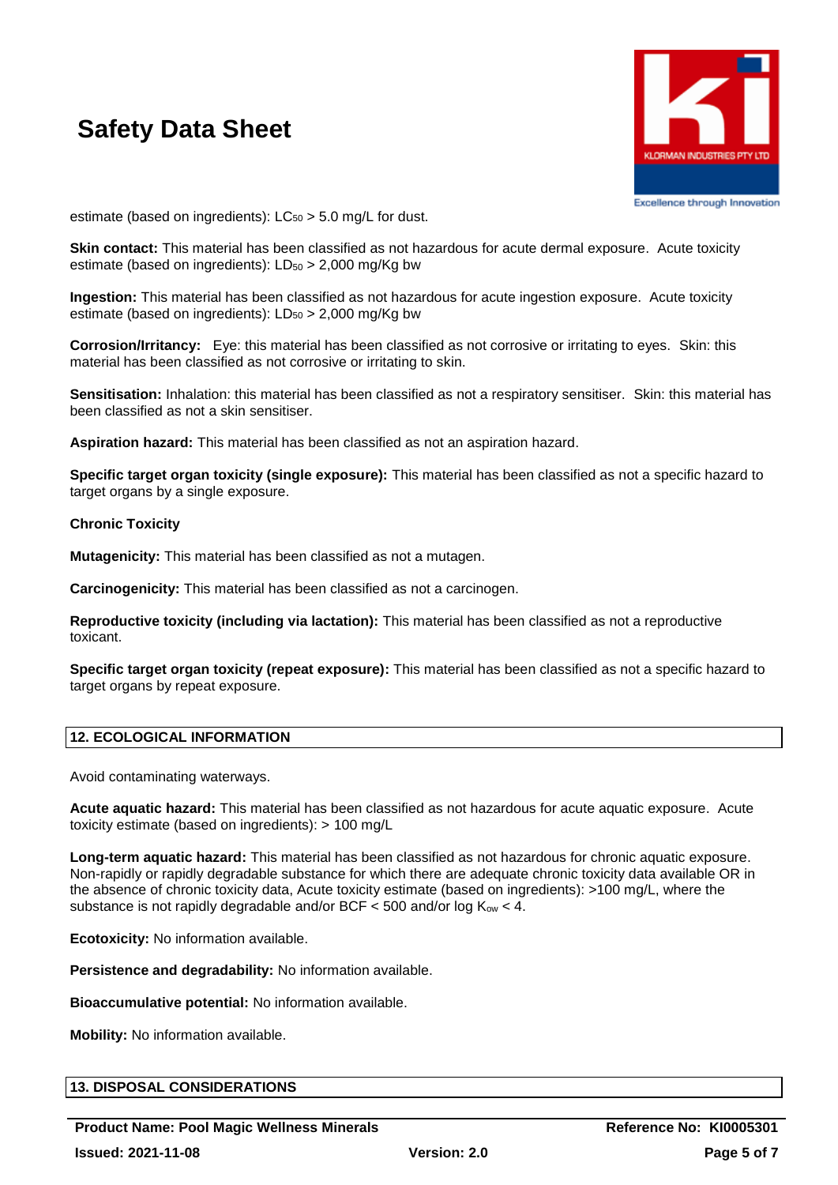estimate (based on ingredients): $LC_{50}$ > 5.0 mg/L for dust.

**Skin contact:** This material has been classified as not hazardous for acute dermal exposure. Acute toxicity estimate (based on ingredients): $LD_{50}$ > 2,000 mg/Kg bw

**Ingestion:** This material has been classified as not hazardous for acute ingestion exposure. Acute toxicity estimate (based on ingredients): $LD_{50}$ > 2,000 mg/Kg bw

**Corrosion/Irritancy:** Eye: this material has been classified as not corrosive or irritating to eyes. Skin: this material has been classified as not corrosive or irritating to skin.

**Sensitisation:** Inhalation: this material has been classified as not a respiratory sensitiser. Skin: this material has been classified as not a skin sensitiser.

**Aspiration hazard:** This material has been classified as not an aspiration hazard.

**Specific target organ toxicity (single exposure):** This material has been classified as not a specific hazard to target organs by a single exposure.

**Chronic Toxicity**

**Mutagenicity:** This material has been classified as not a mutagen.

**Carcinogenicity:** This material has been classified as not a carcinogen.

**Reproductive toxicity (including via lactation):** This material has been classified as not a reproductive toxicant.

**Specific target organ toxicity (repeat exposure):** This material has been classified as not a specific hazard to target organs by repeat exposure.

## 12. ECOLOGICAL INFORMATION

Avoid contaminating waterways.

**Acute aquatic hazard:** This material has been classified as not hazardous for acute aquatic exposure. Acute toxicity estimate (based on ingredients): > 100 mg/L

**Long-term aquatic hazard:** This material has been classified as not hazardous for chronic aquatic exposure. Non-rapidly or rapidly degradable substance for which there are adequate chronic toxicity data available OR in the absence of chronic toxicity data, Acute toxicity estimate (based on ingredients): >100 mg/L, where the substance is not rapidly degradable and/or BCF < 500 and/or log $K_{ow}$ < 4.

**Ecotoxicity:** No information available.

**Persistence and degradability:** No information available.

**Bioaccumulative potential:** No information available.

**Mobility:** No information available.

## 13. DISPOSAL CONSIDERATIONS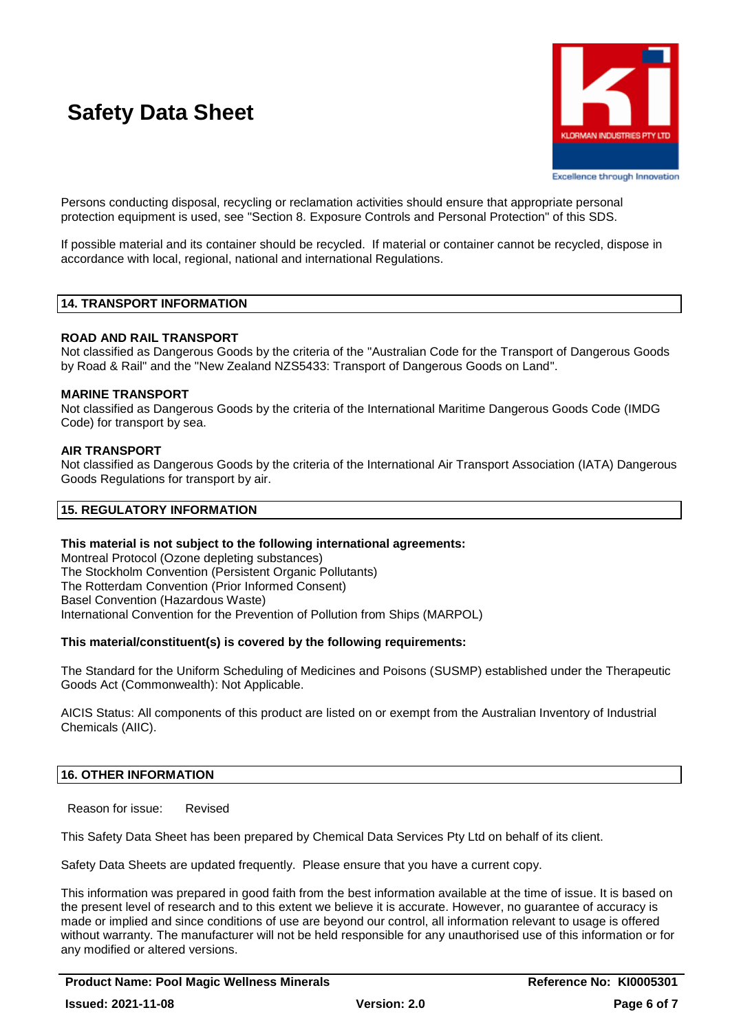Persons conducting disposal, recycling or reclamation activities should ensure that appropriate personal protection equipment is used, see "Section 8. Exposure Controls and Personal Protection" of this SDS.

If possible material and its container should be recycled. If material or container cannot be recycled, dispose in accordance with local, regional, national and international Regulations.

## 14. TRANSPORT INFORMATION

**ROAD AND RAIL TRANSPORT**
Not classified as Dangerous Goods by the criteria of the "Australian Code for the Transport of Dangerous Goods by Road & Rail" and the "New Zealand NZS5433: Transport of Dangerous Goods on Land".

**MARINE TRANSPORT**
Not classified as Dangerous Goods by the criteria of the International Maritime Dangerous Goods Code (IMDG Code) for transport by sea.

**AIR TRANSPORT**
Not classified as Dangerous Goods by the criteria of the International Air Transport Association (IATA) Dangerous Goods Regulations for transport by air.

## 15. REGULATORY INFORMATION

**This material is not subject to the following international agreements:**
Montreal Protocol (Ozone depleting substances)
The Stockholm Convention (Persistent Organic Pollutants)
The Rotterdam Convention (Prior Informed Consent)
Basel Convention (Hazardous Waste)
International Convention for the Prevention of Pollution from Ships (MARPOL)

**This material/constituent(s) is covered by the following requirements:**

The Standard for the Uniform Scheduling of Medicines and Poisons (SUSMP) established under the Therapeutic Goods Act (Commonwealth): Not Applicable.

AICIS Status: All components of this product are listed on or exempt from the Australian Inventory of Industrial Chemicals (AIIC).

## 16. OTHER INFORMATION

Reason for issue: Revised

This Safety Data Sheet has been prepared by Chemical Data Services Pty Ltd on behalf of its client.

Safety Data Sheets are updated frequently. Please ensure that you have a current copy.

This information was prepared in good faith from the best information available at the time of issue. It is based on the present level of research and to this extent we believe it is accurate. However, no guarantee of accuracy is made or implied and since conditions of use are beyond our control, all information relevant to usage is offered without warranty. The manufacturer will not be held responsible for any unauthorised use of this information or for any modified or altered versions.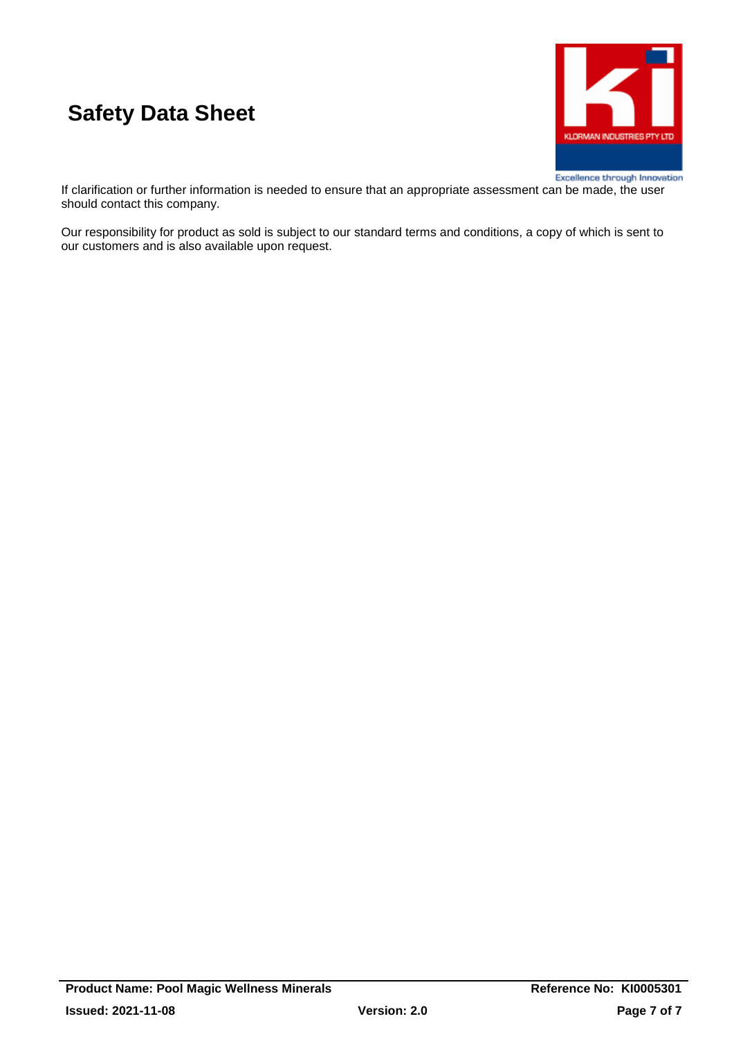If clarification or further information is needed to ensure that an appropriate assessment can be made, the user should contact this company.

Our responsibility for product as sold is subject to our standard terms and conditions, a copy of which is sent to our customers and is also available upon request.